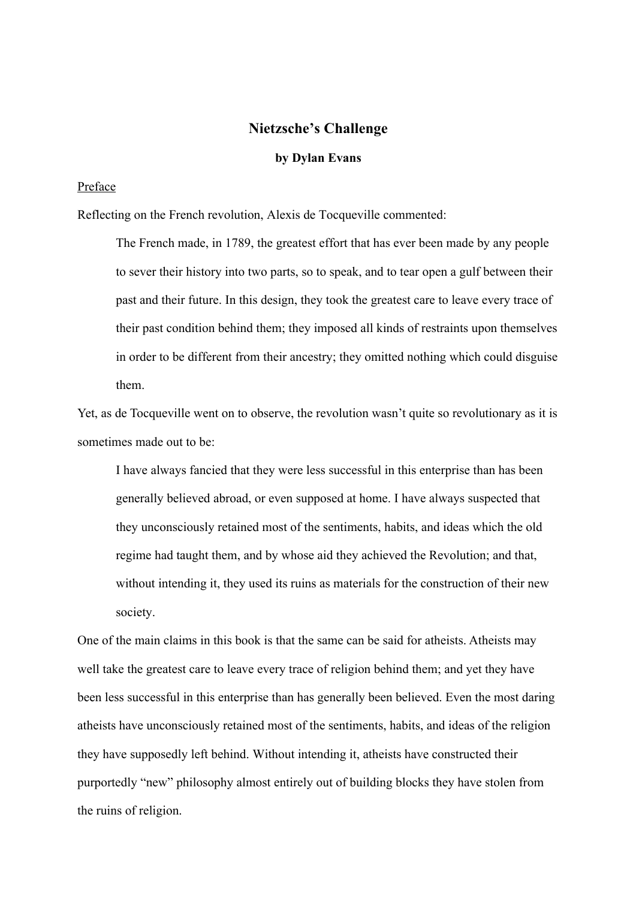# Nietzsche's Challenge

**by Dylan Evans**

## Preface

Reflecting on the French revolution, Alexis de Tocqueville commented:

> The French made, in 1789, the greatest effort that has ever been made by any people to sever their history into two parts, so to speak, and to tear open a gulf between their past and their future. In this design, they took the greatest care to leave every trace of their past condition behind them; they imposed all kinds of restraints upon themselves in order to be different from their ancestry; they omitted nothing which could disguise them.

Yet, as de Tocqueville went on to observe, the revolution wasn't quite so revolutionary as it is sometimes made out to be:

> I have always fancied that they were less successful in this enterprise than has been generally believed abroad, or even supposed at home. I have always suspected that they unconsciously retained most of the sentiments, habits, and ideas which the old regime had taught them, and by whose aid they achieved the Revolution; and that, without intending it, they used its ruins as materials for the construction of their new society.

One of the main claims in this book is that the same can be said for atheists. Atheists may well take the greatest care to leave every trace of religion behind them; and yet they have been less successful in this enterprise than has generally been believed. Even the most daring atheists have unconsciously retained most of the sentiments, habits, and ideas of the religion they have supposedly left behind. Without intending it, atheists have constructed their purportedly "new" philosophy almost entirely out of building blocks they have stolen from the ruins of religion.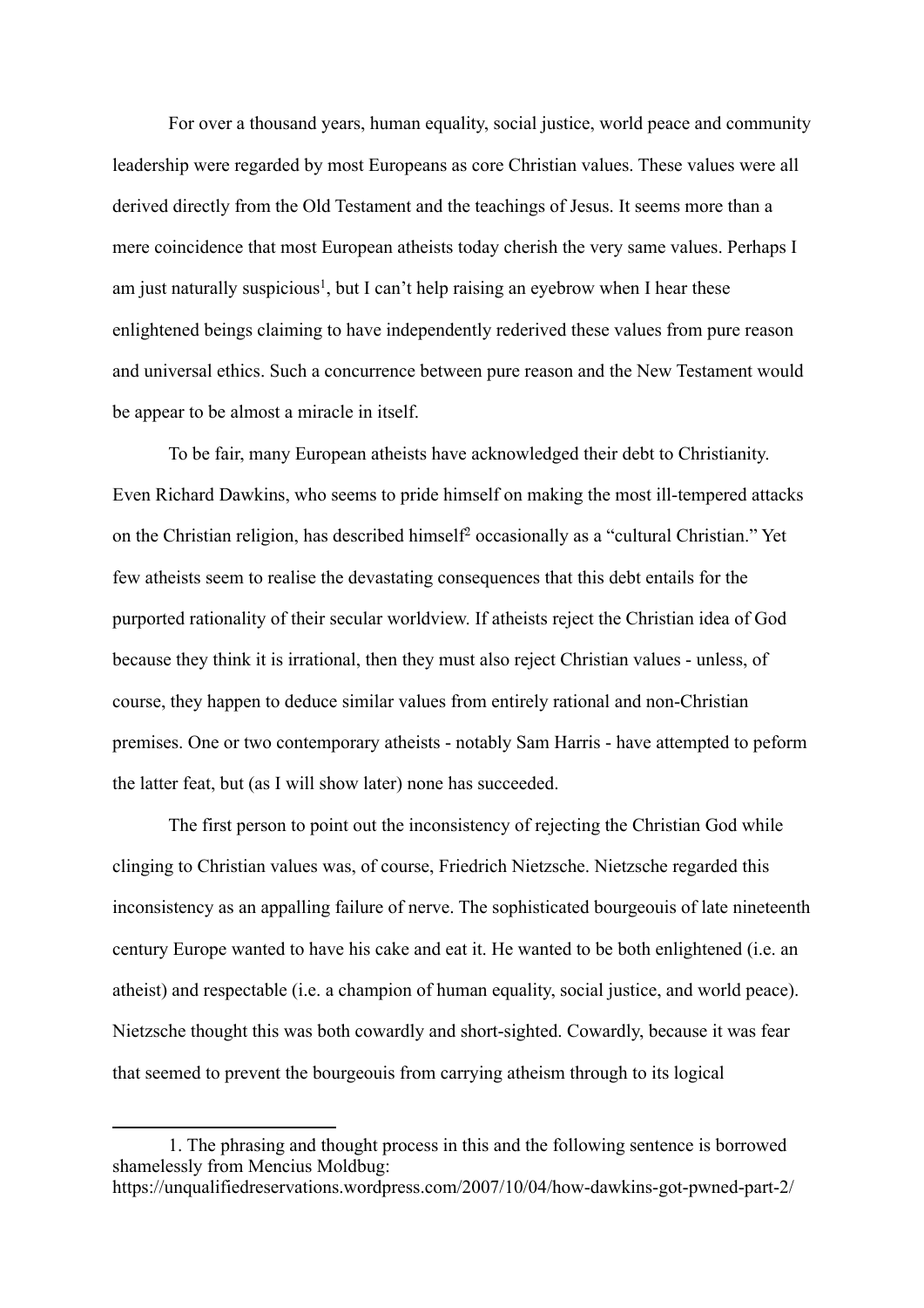For over a thousand years, human equality, social justice, world peace and community leadership were regarded by most Europeans as core Christian values. These values were all derived directly from the Old Testament and the teachings of Jesus. It seems more than a mere coincidence that most European atheists today cherish the very same values. Perhaps I am just naturally suspicious[1], but I can't help raising an eyebrow when I hear these enlightened beings claiming to have independently rederived these values from pure reason and universal ethics. Such a concurrence between pure reason and the New Testament would be appear to be almost a miracle in itself.

To be fair, many European atheists have acknowledged their debt to Christianity. Even Richard Dawkins, who seems to pride himself on making the most ill-tempered attacks on the Christian religion, has described himself[2] occasionally as a "cultural Christian." Yet few atheists seem to realise the devastating consequences that this debt entails for the purported rationality of their secular worldview. If atheists reject the Christian idea of God because they think it is irrational, then they must also reject Christian values - unless, of course, they happen to deduce similar values from entirely rational and non-Christian premises. One or two contemporary atheists - notably Sam Harris - have attempted to peform the latter feat, but (as I will show later) none has succeeded.

The first person to point out the inconsistency of rejecting the Christian God while clinging to Christian values was, of course, Friedrich Nietzsche. Nietzsche regarded this inconsistency as an appalling failure of nerve. The sophisticated bourgeouis of late nineteenth century Europe wanted to have his cake and eat it. He wanted to be both enlightened (i.e. an atheist) and respectable (i.e. a champion of human equality, social justice, and world peace). Nietzsche thought this was both cowardly and short-sighted. Cowardly, because it was fear that seemed to prevent the bourgeouis from carrying atheism through to its logical

---

1. The phrasing and thought process in this and the following sentence is borrowed shamelessly from Mencius Moldbug: https://unqualifiedreservations.wordpress.com/2007/10/04/how-dawkins-got-pwned-part-2/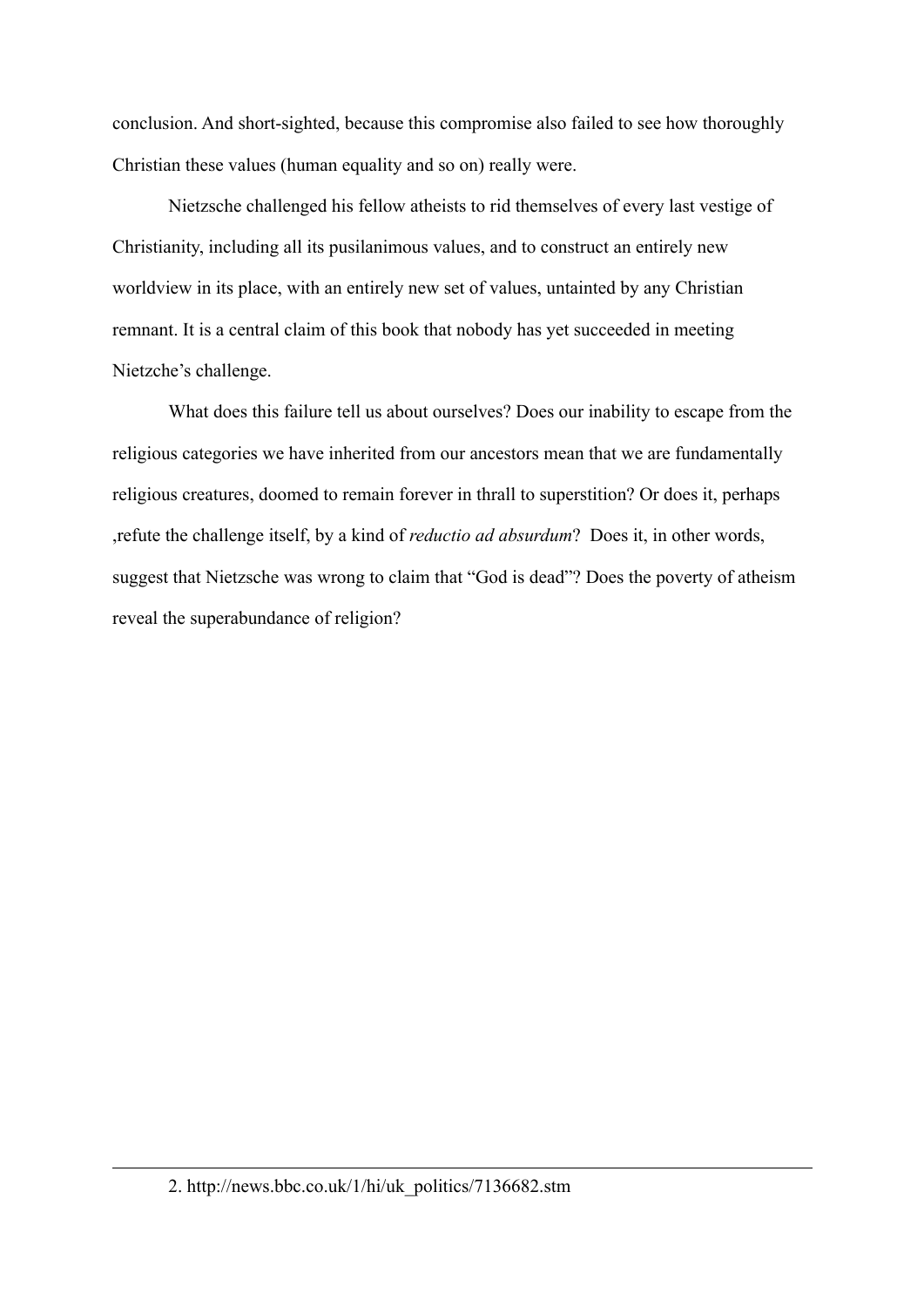conclusion. And short-sighted, because this compromise also failed to see how thoroughly Christian these values (human equality and so on) really were.

Nietzsche challenged his fellow atheists to rid themselves of every last vestige of Christianity, including all its pusilanimous values, and to construct an entirely new worldview in its place, with an entirely new set of values, untainted by any Christian remnant. It is a central claim of this book that nobody has yet succeeded in meeting Nietzche's challenge.

What does this failure tell us about ourselves? Does our inability to escape from the religious categories we have inherited from our ancestors mean that we are fundamentally religious creatures, doomed to remain forever in thrall to superstition? Or does it, perhaps ,refute the challenge itself, by a kind of *reductio ad absurdum*? Does it, in other words, suggest that Nietzsche was wrong to claim that "God is dead"? Does the poverty of atheism reveal the superabundance of religion?

---

2. http://news.bbc.co.uk/1/hi/uk_politics/7136682.stm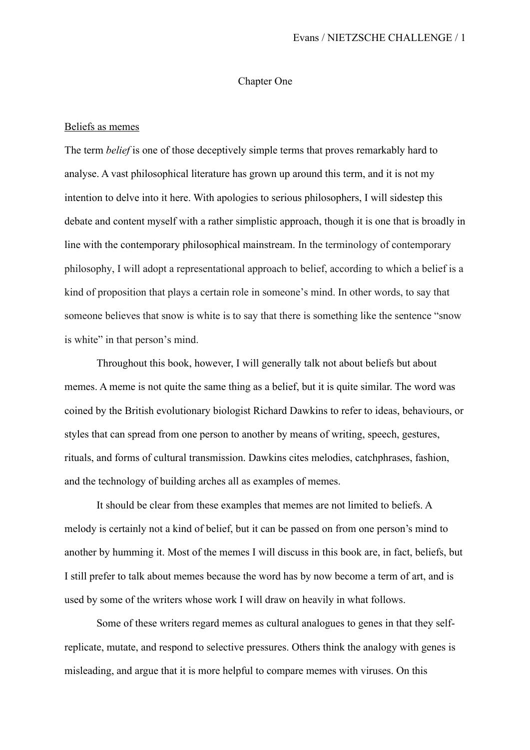# Chapter One

## Beliefs as memes

The term *belief* is one of those deceptively simple terms that proves remarkably hard to analyse. A vast philosophical literature has grown up around this term, and it is not my intention to delve into it here. With apologies to serious philosophers, I will sidestep this debate and content myself with a rather simplistic approach, though it is one that is broadly in line with the contemporary philosophical mainstream. In the terminology of contemporary philosophy, I will adopt a representational approach to belief, according to which a belief is a kind of proposition that plays a certain role in someone's mind. In other words, to say that someone believes that snow is white is to say that there is something like the sentence "snow is white" in that person's mind.

Throughout this book, however, I will generally talk not about beliefs but about memes. A meme is not quite the same thing as a belief, but it is quite similar. The word was coined by the British evolutionary biologist Richard Dawkins to refer to ideas, behaviours, or styles that can spread from one person to another by means of writing, speech, gestures, rituals, and forms of cultural transmission. Dawkins cites melodies, catchphrases, fashion, and the technology of building arches all as examples of memes.

It should be clear from these examples that memes are not limited to beliefs. A melody is certainly not a kind of belief, but it can be passed on from one person's mind to another by humming it. Most of the memes I will discuss in this book are, in fact, beliefs, but I still prefer to talk about memes because the word has by now become a term of art, and is used by some of the writers whose work I will draw on heavily in what follows.

Some of these writers regard memes as cultural analogues to genes in that they self-replicate, mutate, and respond to selective pressures. Others think the analogy with genes is misleading, and argue that it is more helpful to compare memes with viruses. On this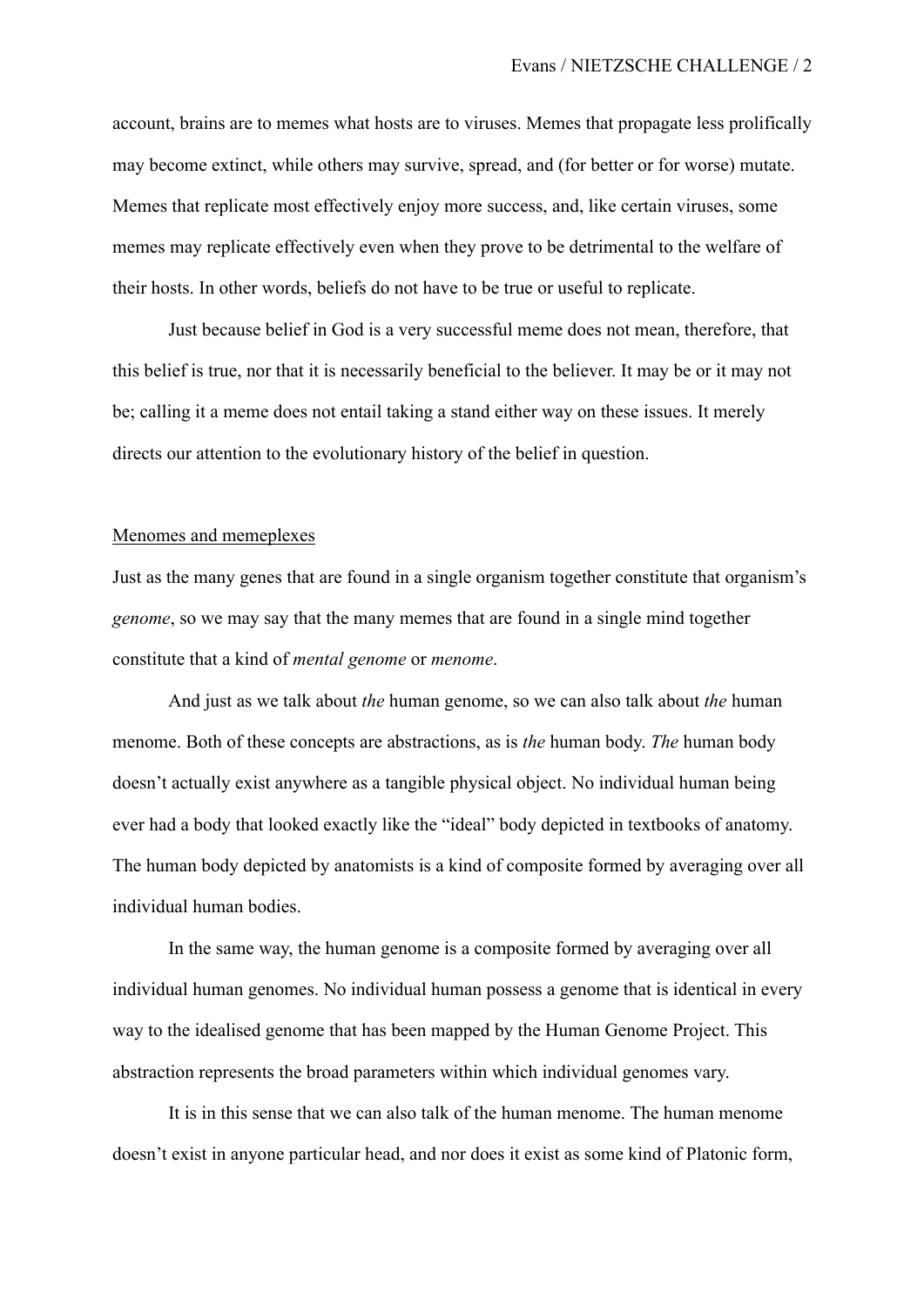account, brains are to memes what hosts are to viruses. Memes that propagate less prolifically may become extinct, while others may survive, spread, and (for better or for worse) mutate. Memes that replicate most effectively enjoy more success, and, like certain viruses, some memes may replicate effectively even when they prove to be detrimental to the welfare of their hosts. In other words, beliefs do not have to be true or useful to replicate.

Just because belief in God is a very successful meme does not mean, therefore, that this belief is true, nor that it is necessarily beneficial to the believer. It may be or it may not be; calling it a meme does not entail taking a stand either way on these issues. It merely directs our attention to the evolutionary history of the belief in question.

## Menomes and memeplexes

Just as the many genes that are found in a single organism together constitute that organism's *genome*, so we may say that the many memes that are found in a single mind together constitute that a kind of *mental genome* or *menome*.

And just as we talk about *the* human genome, so we can also talk about *the* human menome. Both of these concepts are abstractions, as is *the* human body. *The* human body doesn't actually exist anywhere as a tangible physical object. No individual human being ever had a body that looked exactly like the "ideal" body depicted in textbooks of anatomy. The human body depicted by anatomists is a kind of composite formed by averaging over all individual human bodies.

In the same way, the human genome is a composite formed by averaging over all individual human genomes. No individual human possess a genome that is identical in every way to the idealised genome that has been mapped by the Human Genome Project. This abstraction represents the broad parameters within which individual genomes vary.

It is in this sense that we can also talk of the human menome. The human menome doesn't exist in anyone particular head, and nor does it exist as some kind of Platonic form,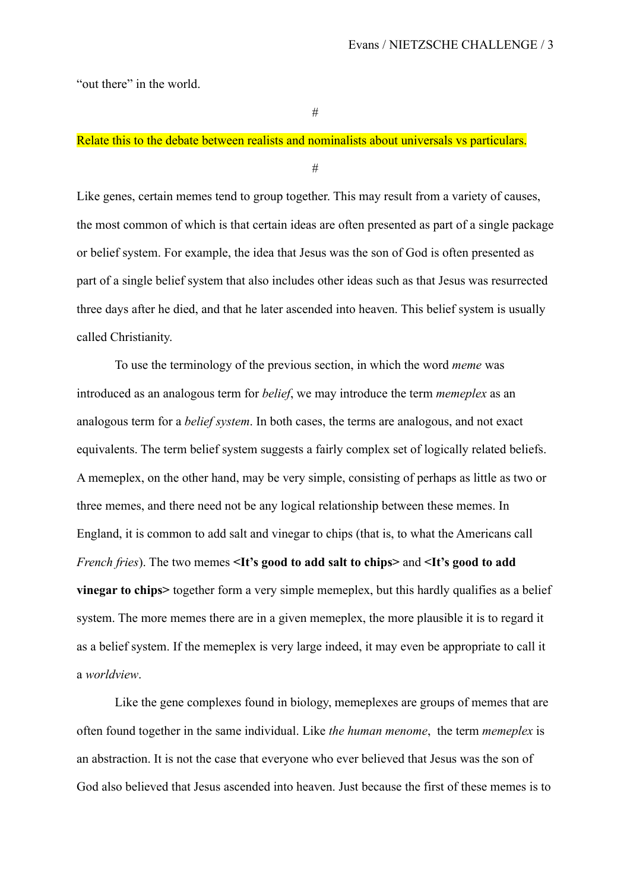“out there” in the world.

#

Relate this to the debate between realists and nominalists about universals vs particulars.

#

Like genes, certain memes tend to group together. This may result from a variety of causes, the most common of which is that certain ideas are often presented as part of a single package or belief system. For example, the idea that Jesus was the son of God is often presented as part of a single belief system that also includes other ideas such as that Jesus was resurrected three days after he died, and that he later ascended into heaven. This belief system is usually called Christianity.

To use the terminology of the previous section, in which the word *meme* was introduced as an analogous term for *belief*, we may introduce the term *memeplex* as an analogous term for a *belief system*. In both cases, the terms are analogous, and not exact equivalents. The term belief system suggests a fairly complex set of logically related beliefs. A memeplex, on the other hand, may be very simple, consisting of perhaps as little as two or three memes, and there need not be any logical relationship between these memes. In England, it is common to add salt and vinegar to chips (that is, to what the Americans call *French fries*). The two memes **<It’s good to add salt to chips>** and **<It’s good to add vinegar to chips>** together form a very simple memeplex, but this hardly qualifies as a belief system. The more memes there are in a given memeplex, the more plausible it is to regard it as a belief system. If the memeplex is very large indeed, it may even be appropriate to call it a *worldview*.

Like the gene complexes found in biology, memeplexes are groups of memes that are often found together in the same individual. Like *the human menome*, the term *memeplex* is an abstraction. It is not the case that everyone who ever believed that Jesus was the son of God also believed that Jesus ascended into heaven. Just because the first of these memes is to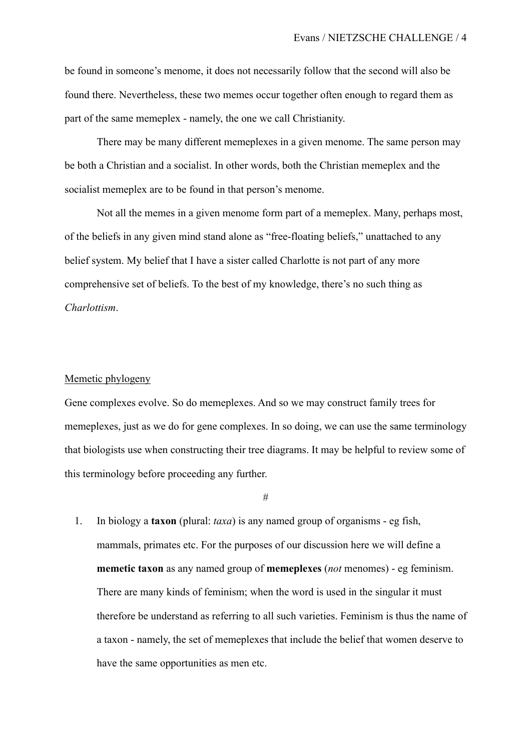be found in someone's menome, it does not necessarily follow that the second will also be found there. Nevertheless, these two memes occur together often enough to regard them as part of the same memeplex - namely, the one we call Christianity.

There may be many different memeplexes in a given menome. The same person may be both a Christian and a socialist. In other words, both the Christian memeplex and the socialist memeplex are to be found in that person's menome.

Not all the memes in a given menome form part of a memeplex. Many, perhaps most, of the beliefs in any given mind stand alone as "free-floating beliefs," unattached to any belief system. My belief that I have a sister called Charlotte is not part of any more comprehensive set of beliefs. To the best of my knowledge, there's no such thing as *Charlottism*.

## Memetic phylogeny

Gene complexes evolve. So do memeplexes. And so we may construct family trees for memeplexes, just as we do for gene complexes. In so doing, we can use the same terminology that biologists use when constructing their tree diagrams. It may be helpful to review some of this terminology before proceeding any further.

#

1. In biology a **taxon** (plural: *taxa*) is any named group of organisms - eg fish, mammals, primates etc. For the purposes of our discussion here we will define a **memetic taxon** as any named group of **memeplexes** (*not* menomes) - eg feminism. There are many kinds of feminism; when the word is used in the singular it must therefore be understand as referring to all such varieties. Feminism is thus the name of a taxon - namely, the set of memeplexes that include the belief that women deserve to have the same opportunities as men etc.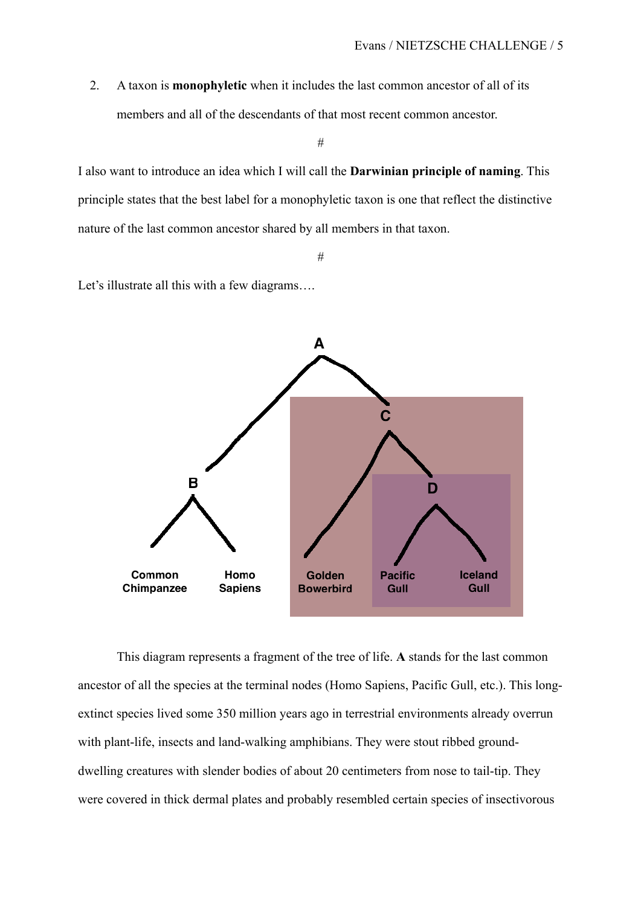2. A taxon is **monophyletic** when it includes the last common ancestor of all of its members and all of the descendants of that most recent common ancestor.

#

I also want to introduce an idea which I will call the **Darwinian principle of naming**. This principle states that the best label for a monophyletic taxon is one that reflect the distinctive nature of the last common ancestor shared by all members in that taxon.

#

Let's illustrate all this with a few diagrams….

This diagram represents a fragment of the tree of life. **A** stands for the last common ancestor of all the species at the terminal nodes (Homo Sapiens, Pacific Gull, etc.). This long-extinct species lived some 350 million years ago in terrestrial environments already overrun with plant-life, insects and land-walking amphibians. They were stout ribbed ground-dwelling creatures with slender bodies of about 20 centimeters from nose to tail-tip. They were covered in thick dermal plates and probably resembled certain species of insectivorous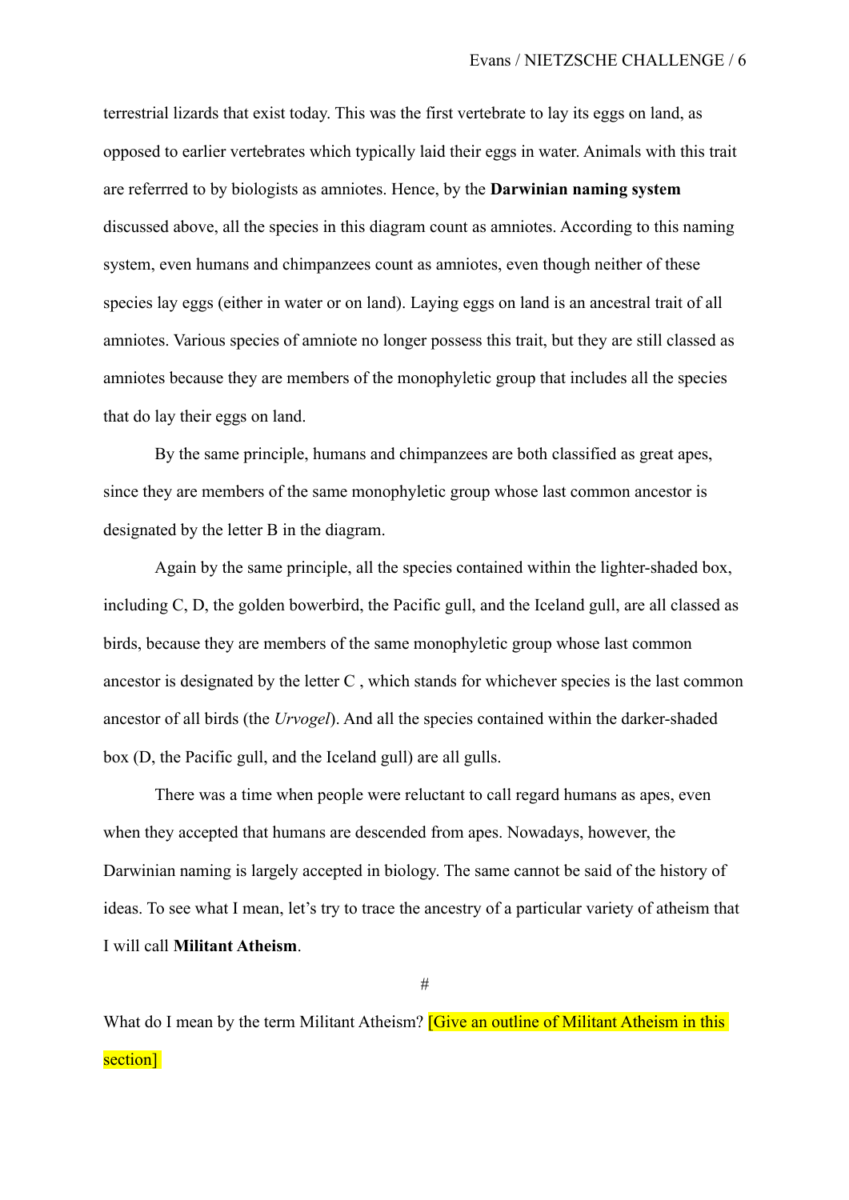terrestrial lizards that exist today. This was the first vertebrate to lay its eggs on land, as opposed to earlier vertebrates which typically laid their eggs in water. Animals with this trait are referrred to by biologists as amniotes. Hence, by the **Darwinian naming system** discussed above, all the species in this diagram count as amniotes. According to this naming system, even humans and chimpanzees count as amniotes, even though neither of these species lay eggs (either in water or on land). Laying eggs on land is an ancestral trait of all amniotes. Various species of amniote no longer possess this trait, but they are still classed as amniotes because they are members of the monophyletic group that includes all the species that do lay their eggs on land.

By the same principle, humans and chimpanzees are both classified as great apes, since they are members of the same monophyletic group whose last common ancestor is designated by the letter B in the diagram.

Again by the same principle, all the species contained within the lighter-shaded box, including C, D, the golden bowerbird, the Pacific gull, and the Iceland gull, are all classed as birds, because they are members of the same monophyletic group whose last common ancestor is designated by the letter C , which stands for whichever species is the last common ancestor of all birds (the *Urvogel*). And all the species contained within the darker-shaded box (D, the Pacific gull, and the Iceland gull) are all gulls.

There was a time when people were reluctant to call regard humans as apes, even when they accepted that humans are descended from apes. Nowadays, however, the Darwinian naming is largely accepted in biology. The same cannot be said of the history of ideas. To see what I mean, let's try to trace the ancestry of a particular variety of atheism that I will call **Militant Atheism**.

#

What do I mean by the term Militant Atheism? [Give an outline of Militant Atheism in this section]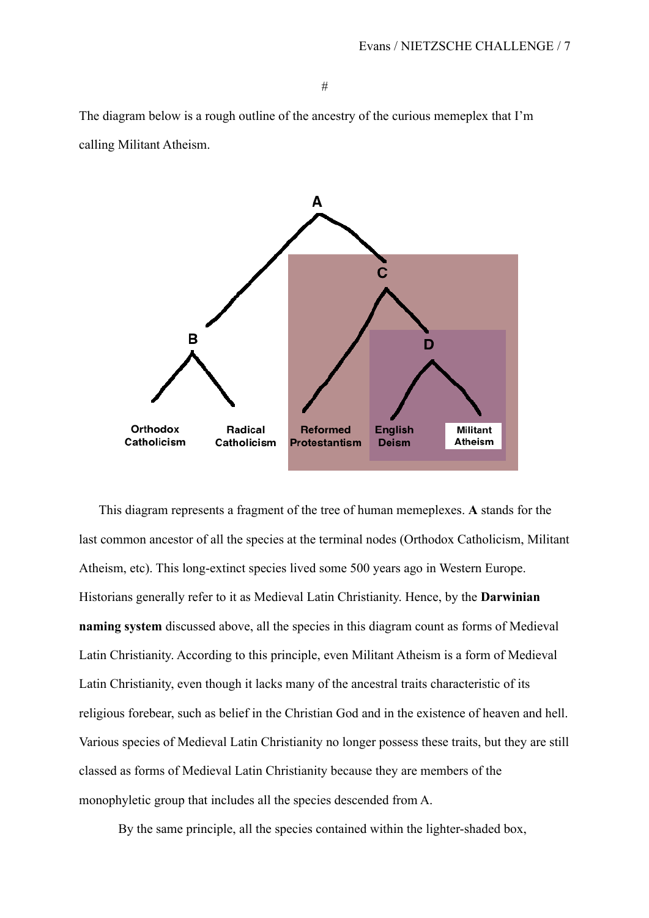#

The diagram below is a rough outline of the ancestry of the curious memeplex that I'm calling Militant Atheism.

A

C

B

D

Orthodox Catholicism | Radical Catholicism | Reformed Protestantism | English Deism | Militant Atheism

This diagram represents a fragment of the tree of human memeplexes. **A** stands for the last common ancestor of all the species at the terminal nodes (Orthodox Catholicism, Militant Atheism, etc). This long-extinct species lived some 500 years ago in Western Europe. Historians generally refer to it as Medieval Latin Christianity. Hence, by the **Darwinian naming system** discussed above, all the species in this diagram count as forms of Medieval Latin Christianity. According to this principle, even Militant Atheism is a form of Medieval Latin Christianity, even though it lacks many of the ancestral traits characteristic of its religious forebear, such as belief in the Christian God and in the existence of heaven and hell. Various species of Medieval Latin Christianity no longer possess these traits, but they are still classed as forms of Medieval Latin Christianity because they are members of the monophyletic group that includes all the species descended from A.

By the same principle, all the species contained within the lighter-shaded box,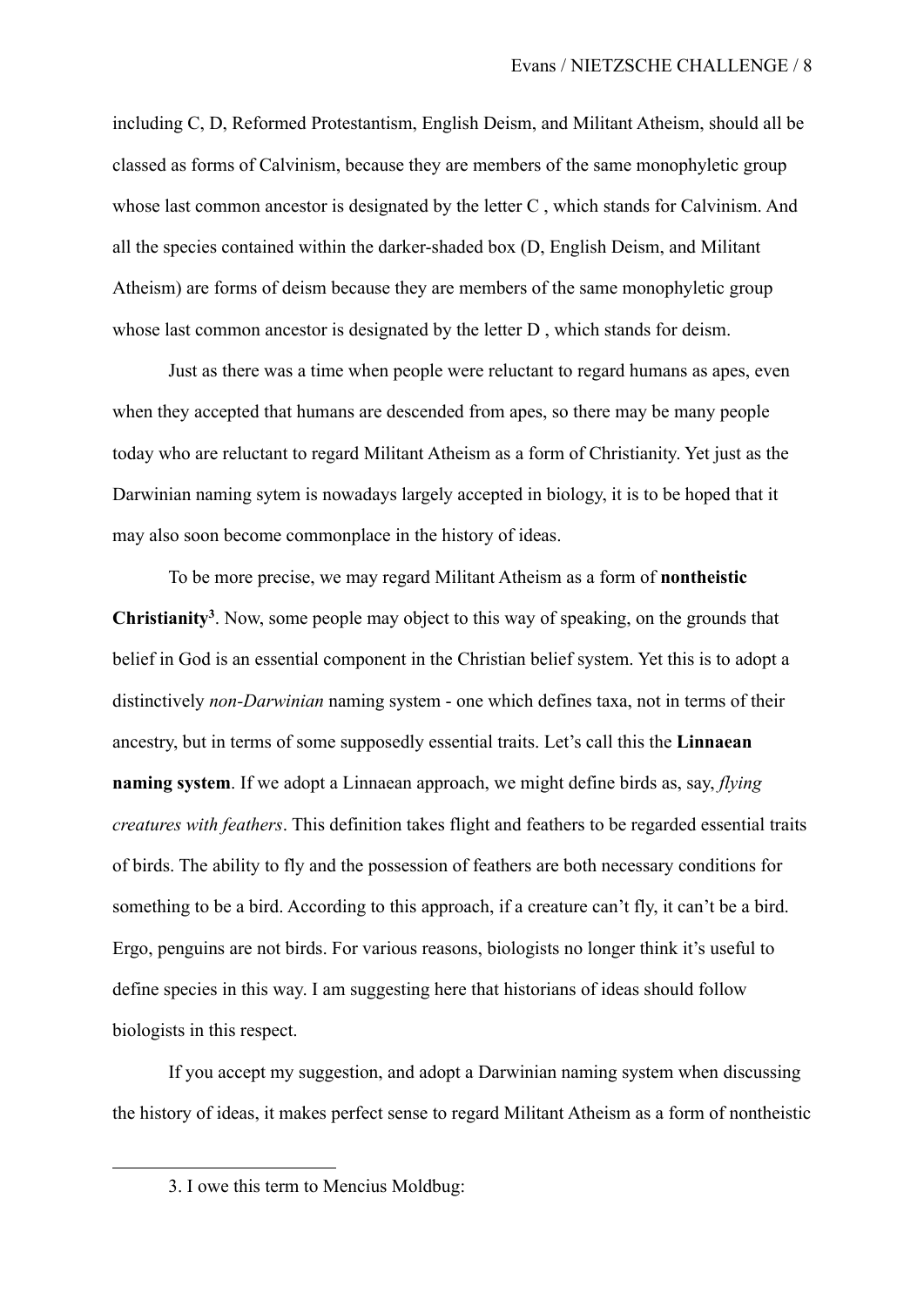including C, D, Reformed Protestantism, English Deism, and Militant Atheism, should all be classed as forms of Calvinism, because they are members of the same monophyletic group whose last common ancestor is designated by the letter C , which stands for Calvinism. And all the species contained within the darker-shaded box (D, English Deism, and Militant Atheism) are forms of deism because they are members of the same monophyletic group whose last common ancestor is designated by the letter D , which stands for deism.

Just as there was a time when people were reluctant to regard humans as apes, even when they accepted that humans are descended from apes, so there may be many people today who are reluctant to regard Militant Atheism as a form of Christianity. Yet just as the Darwinian naming sytem is nowadays largely accepted in biology, it is to be hoped that it may also soon become commonplace in the history of ideas.

To be more precise, we may regard Militant Atheism as a form of **nontheistic Christianity**[3]. Now, some people may object to this way of speaking, on the grounds that belief in God is an essential component in the Christian belief system. Yet this is to adopt a distinctively *non-Darwinian* naming system - one which defines taxa, not in terms of their ancestry, but in terms of some supposedly essential traits. Let's call this the **Linnaean naming system**. If we adopt a Linnaean approach, we might define birds as, say, *flying creatures with feathers*. This definition takes flight and feathers to be regarded essential traits of birds. The ability to fly and the possession of feathers are both necessary conditions for something to be a bird. According to this approach, if a creature can't fly, it can't be a bird. Ergo, penguins are not birds. For various reasons, biologists no longer think it's useful to define species in this way. I am suggesting here that historians of ideas should follow biologists in this respect.

If you accept my suggestion, and adopt a Darwinian naming system when discussing the history of ideas, it makes perfect sense to regard Militant Atheism as a form of nontheistic

---

3. I owe this term to Mencius Moldbug: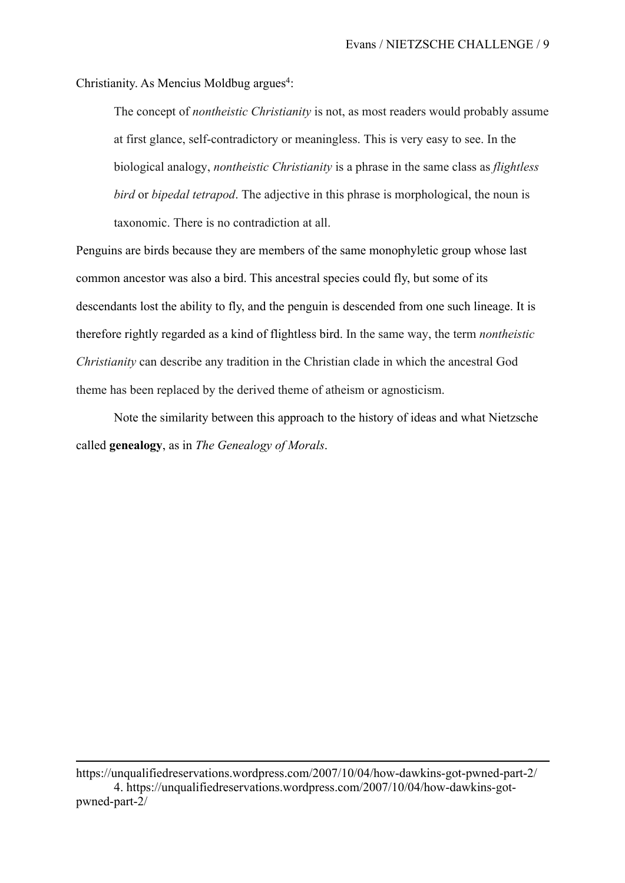Christianity. As Mencius Moldbug argues[4]:

> The concept of *nontheistic Christianity* is not, as most readers would probably assume at first glance, self-contradictory or meaningless. This is very easy to see. In the biological analogy, *nontheistic Christianity* is a phrase in the same class as *flightless bird* or *bipedal tetrapod*. The adjective in this phrase is morphological, the noun is taxonomic. There is no contradiction at all.

Penguins are birds because they are members of the same monophyletic group whose last common ancestor was also a bird. This ancestral species could fly, but some of its descendants lost the ability to fly, and the penguin is descended from one such lineage. It is therefore rightly regarded as a kind of flightless bird. In the same way, the term *nontheistic Christianity* can describe any tradition in the Christian clade in which the ancestral God theme has been replaced by the derived theme of atheism or agnosticism.

Note the similarity between this approach to the history of ideas and what Nietzsche called **genealogy**, as in *The Genealogy of Morals*.

---

https://unqualifiedreservations.wordpress.com/2007/10/04/how-dawkins-got-pwned-part-2/

4. https://unqualifiedreservations.wordpress.com/2007/10/04/how-dawkins-got-pwned-part-2/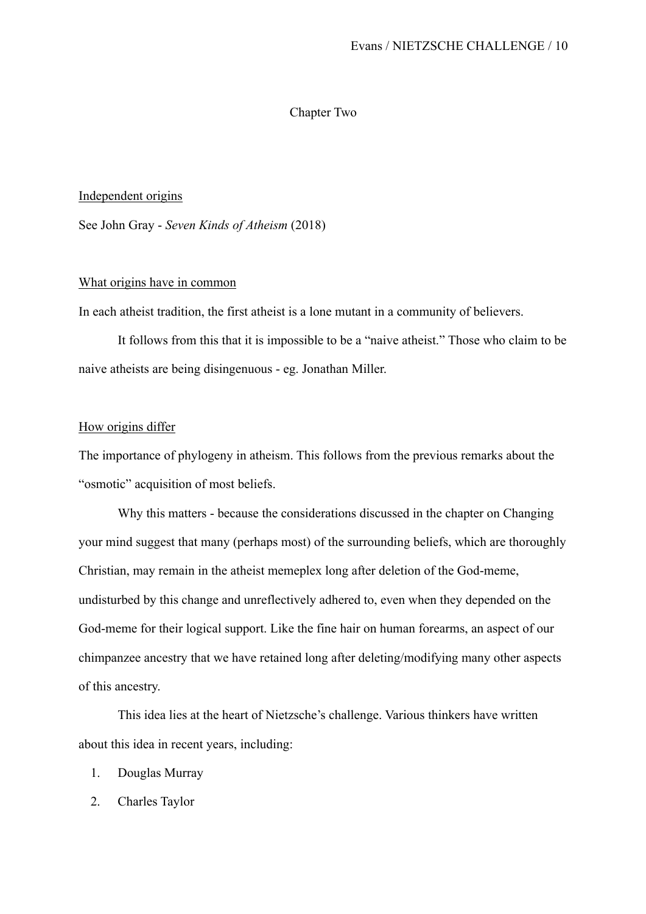# Chapter Two

## Independent origins

See John Gray - *Seven Kinds of Atheism* (2018)

## What origins have in common

In each atheist tradition, the first atheist is a lone mutant in a community of believers.

It follows from this that it is impossible to be a "naive atheist." Those who claim to be naive atheists are being disingenuous - eg. Jonathan Miller.

## How origins differ

The importance of phylogeny in atheism. This follows from the previous remarks about the "osmotic" acquisition of most beliefs.

Why this matters - because the considerations discussed in the chapter on Changing your mind suggest that many (perhaps most) of the surrounding beliefs, which are thoroughly Christian, may remain in the atheist memeplex long after deletion of the God-meme, undisturbed by this change and unreflectively adhered to, even when they depended on the God-meme for their logical support. Like the fine hair on human forearms, an aspect of our chimpanzee ancestry that we have retained long after deleting/modifying many other aspects of this ancestry.

This idea lies at the heart of Nietzsche's challenge. Various thinkers have written about this idea in recent years, including:

1. Douglas Murray
2. Charles Taylor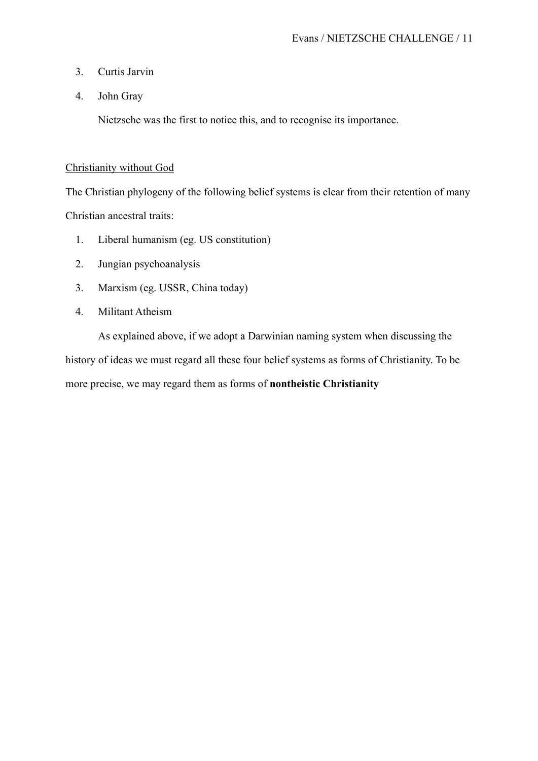3. Curtis Jarvin
4. John Gray

Nietzsche was the first to notice this, and to recognise its importance.

<u>Christianity without God</u>

The Christian phylogeny of the following belief systems is clear from their retention of many Christian ancestral traits:

1. Liberal humanism (eg. US constitution)
2. Jungian psychoanalysis
3. Marxism (eg. USSR, China today)
4. Militant Atheism

As explained above, if we adopt a Darwinian naming system when discussing the history of ideas we must regard all these four belief systems as forms of Christianity. To be more precise, we may regard them as forms of **nontheistic Christianity**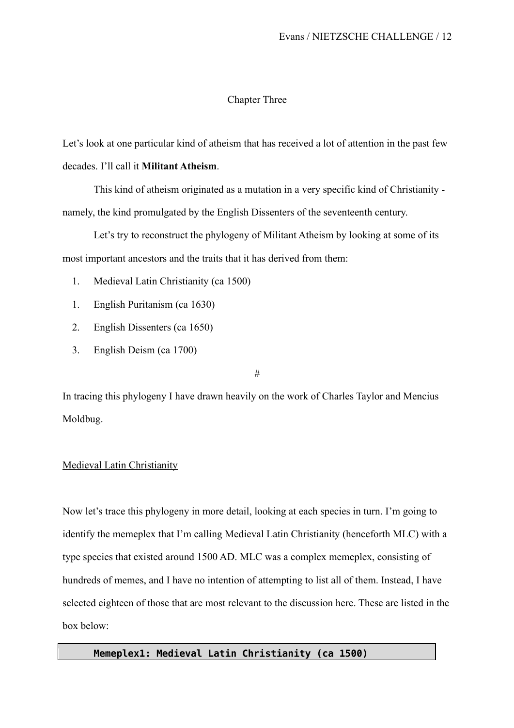## Chapter Three

Let's look at one particular kind of atheism that has received a lot of attention in the past few decades. I'll call it **Militant Atheism**.

This kind of atheism originated as a mutation in a very specific kind of Christianity - namely, the kind promulgated by the English Dissenters of the seventeenth century.

Let's try to reconstruct the phylogeny of Militant Atheism by looking at some of its most important ancestors and the traits that it has derived from them:

1. Medieval Latin Christianity (ca 1500)
1. English Puritanism (ca 1630)
2. English Dissenters (ca 1650)
3. English Deism (ca 1700)

#

In tracing this phylogeny I have drawn heavily on the work of Charles Taylor and Mencius Moldbug.

### Medieval Latin Christianity

Now let's trace this phylogeny in more detail, looking at each species in turn. I'm going to identify the memeplex that I'm calling Medieval Latin Christianity (henceforth MLC) with a type species that existed around 1500 AD. MLC was a complex memeplex, consisting of hundreds of memes, and I have no intention of attempting to list all of them. Instead, I have selected eighteen of those that are most relevant to the discussion here. These are listed in the box below:

**Memeplex1: Medieval Latin Christianity (ca 1500)**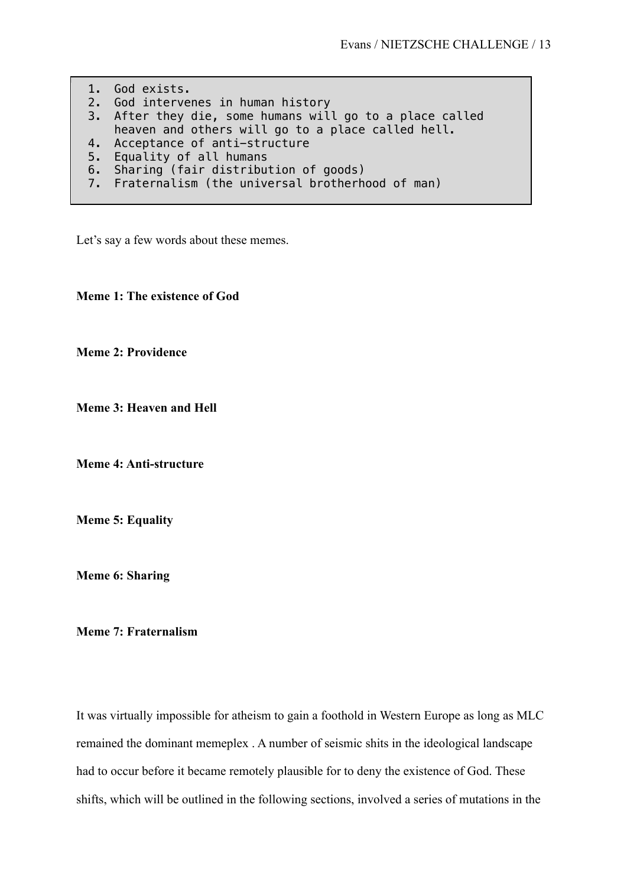```
 1. God exists.
 2. God intervenes in human history
 3. After they die, some humans will go to a place called
    heaven and others will go to a place called hell.
 4. Acceptance of anti-structure
 5. Equality of all humans
 6. Sharing (fair distribution of goods)
 7. Fraternalism (the universal brotherhood of man)
```

Let's say a few words about these memes.

**Meme 1: The existence of God**

**Meme 2: Providence**

**Meme 3: Heaven and Hell**

**Meme 4: Anti-structure**

**Meme 5: Equality**

**Meme 6: Sharing**

**Meme 7: Fraternalism**

It was virtually impossible for atheism to gain a foothold in Western Europe as long as MLC remained the dominant memeplex . A number of seismic shits in the ideological landscape had to occur before it became remotely plausible for to deny the existence of God. These shifts, which will be outlined in the following sections, involved a series of mutations in the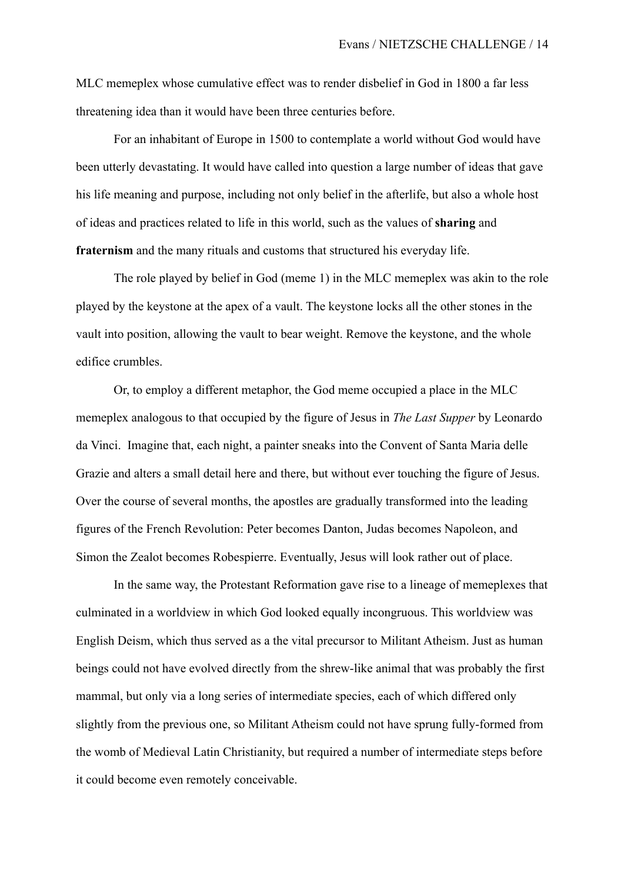MLC memeplex whose cumulative effect was to render disbelief in God in 1800 a far less threatening idea than it would have been three centuries before.

For an inhabitant of Europe in 1500 to contemplate a world without God would have been utterly devastating. It would have called into question a large number of ideas that gave his life meaning and purpose, including not only belief in the afterlife, but also a whole host of ideas and practices related to life in this world, such as the values of **sharing** and **fraternism** and the many rituals and customs that structured his everyday life.

The role played by belief in God (meme 1) in the MLC memeplex was akin to the role played by the keystone at the apex of a vault. The keystone locks all the other stones in the vault into position, allowing the vault to bear weight. Remove the keystone, and the whole edifice crumbles.

Or, to employ a different metaphor, the God meme occupied a place in the MLC memeplex analogous to that occupied by the figure of Jesus in *The Last Supper* by Leonardo da Vinci. Imagine that, each night, a painter sneaks into the Convent of Santa Maria delle Grazie and alters a small detail here and there, but without ever touching the figure of Jesus. Over the course of several months, the apostles are gradually transformed into the leading figures of the French Revolution: Peter becomes Danton, Judas becomes Napoleon, and Simon the Zealot becomes Robespierre. Eventually, Jesus will look rather out of place.

In the same way, the Protestant Reformation gave rise to a lineage of memeplexes that culminated in a worldview in which God looked equally incongruous. This worldview was English Deism, which thus served as a the vital precursor to Militant Atheism. Just as human beings could not have evolved directly from the shrew-like animal that was probably the first mammal, but only via a long series of intermediate species, each of which differed only slightly from the previous one, so Militant Atheism could not have sprung fully-formed from the womb of Medieval Latin Christianity, but required a number of intermediate steps before it could become even remotely conceivable.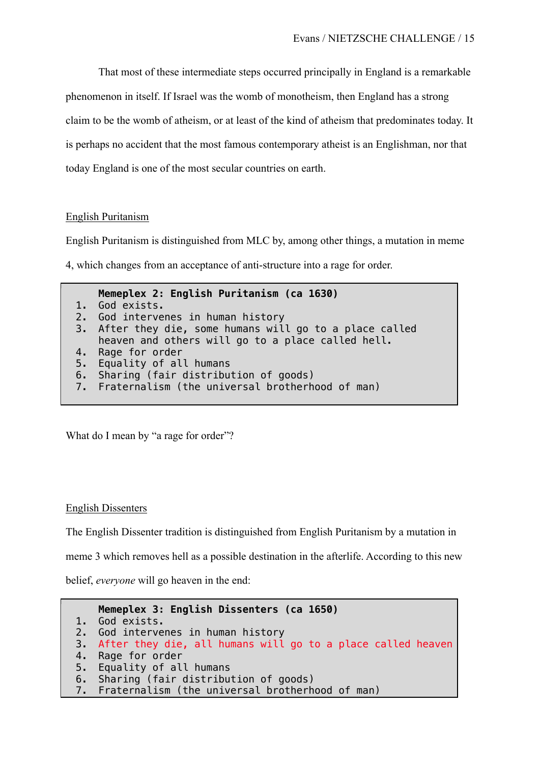That most of these intermediate steps occurred principally in England is a remarkable phenomenon in itself. If Israel was the womb of monotheism, then England has a strong claim to be the womb of atheism, or at least of the kind of atheism that predominates today. It is perhaps no accident that the most famous contemporary atheist is an Englishman, nor that today England is one of the most secular countries on earth.

## English Puritanism

English Puritanism is distinguished from MLC by, among other things, a mutation in meme 4, which changes from an acceptance of anti-structure into a rage for order.

```
    Memeplex 2: English Puritanism (ca 1630)
1.  God exists.
2.  God intervenes in human history
3.  After they die, some humans will go to a place called
    heaven and others will go to a place called hell.
4.  Rage for order
5.  Equality of all humans
6.  Sharing (fair distribution of goods)
7.  Fraternalism (the universal brotherhood of man)
```

What do I mean by "a rage for order"?

## English Dissenters

The English Dissenter tradition is distinguished from English Puritanism by a mutation in meme 3 which removes hell as a possible destination in the afterlife. According to this new belief, *everyone* will go heaven in the end:

```
    Memeplex 3: English Dissenters (ca 1650)
1.  God exists.
2.  God intervenes in human history
3.  After they die, all humans will go to a place called heaven
4.  Rage for order
5.  Equality of all humans
6.  Sharing (fair distribution of goods)
7.  Fraternalism (the universal brotherhood of man)
```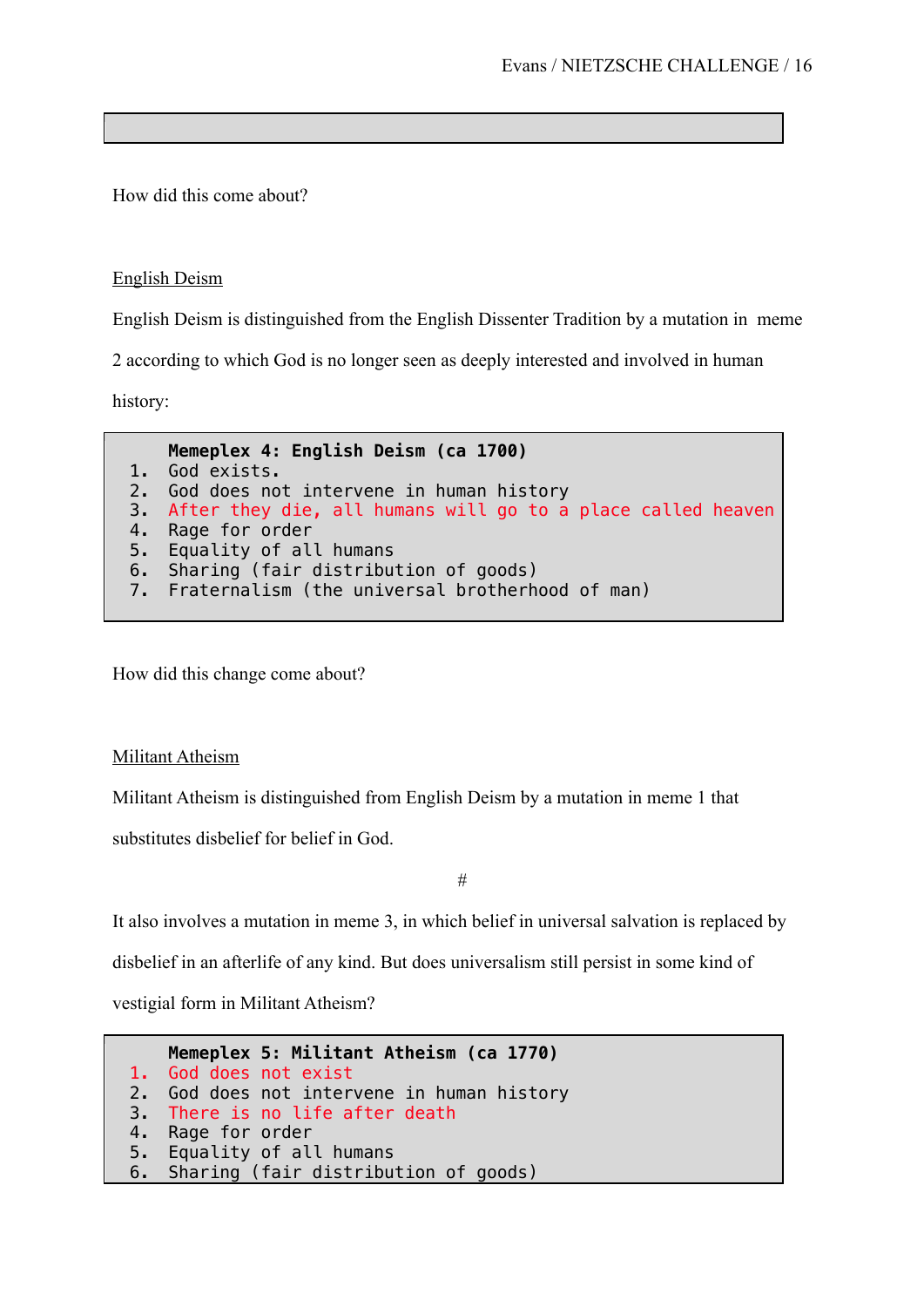How did this come about?

English Deism

English Deism is distinguished from the English Dissenter Tradition by a mutation in meme 2 according to which God is no longer seen as deeply interested and involved in human history:

```
    Memeplex 4: English Deism (ca 1700)
1.  God exists.
2.  God does not intervene in human history
3.  After they die, all humans will go to a place called heaven
4.  Rage for order
5.  Equality of all humans
6.  Sharing (fair distribution of goods)
7.  Fraternalism (the universal brotherhood of man)
```

How did this change come about?

Militant Atheism

Militant Atheism is distinguished from English Deism by a mutation in meme 1 that substitutes disbelief for belief in God.

#

It also involves a mutation in meme 3, in which belief in universal salvation is replaced by disbelief in an afterlife of any kind. But does universalism still persist in some kind of vestigial form in Militant Atheism?

```
    Memeplex 5: Militant Atheism (ca 1770)
1.  God does not exist
2.  God does not intervene in human history
3.  There is no life after death
4.  Rage for order
5.  Equality of all humans
6.  Sharing (fair distribution of goods)
```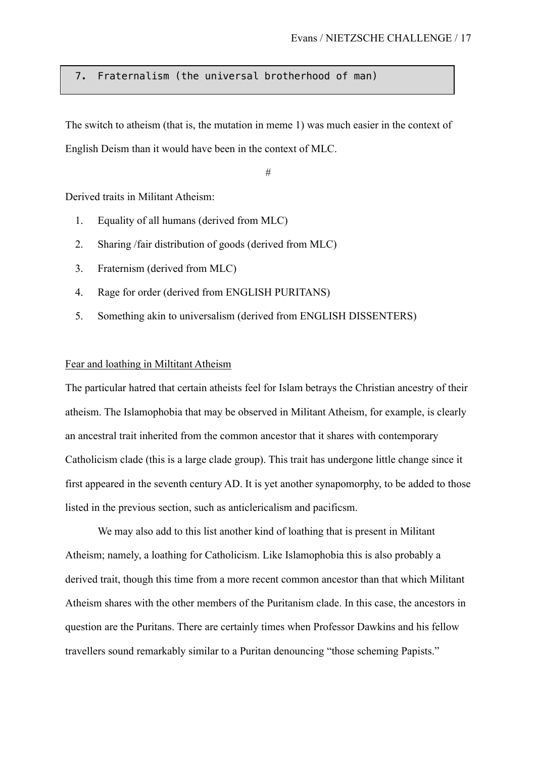```
7. Fraternalism (the universal brotherhood of man)
```

The switch to atheism (that is, the mutation in meme 1) was much easier in the context of English Deism than it would have been in the context of MLC.

#

Derived traits in Militant Atheism:

1. Equality of all humans (derived from MLC)
2. Sharing /fair distribution of goods (derived from MLC)
3. Fraternism (derived from MLC)
4. Rage for order (derived from ENGLISH PURITANS)
5. Something akin to universalism (derived from ENGLISH DISSENTERS)

<u>Fear and loathing in Miltitant Atheism</u>

The particular hatred that certain atheists feel for Islam betrays the Christian ancestry of their atheism. The Islamophobia that may be observed in Militant Atheism, for example, is clearly an ancestral trait inherited from the common ancestor that it shares with contemporary Catholicism clade (this is a large clade group). This trait has undergone little change since it first appeared in the seventh century AD. It is yet another synapomorphy, to be added to those listed in the previous section, such as anticlericalism and pacificsm.

We may also add to this list another kind of loathing that is present in Militant Atheism; namely, a loathing for Catholicism. Like Islamophobia this is also probably a derived trait, though this time from a more recent common ancestor than that which Militant Atheism shares with the other members of the Puritanism clade. In this case, the ancestors in question are the Puritans. There are certainly times when Professor Dawkins and his fellow travellers sound remarkably similar to a Puritan denouncing "those scheming Papists."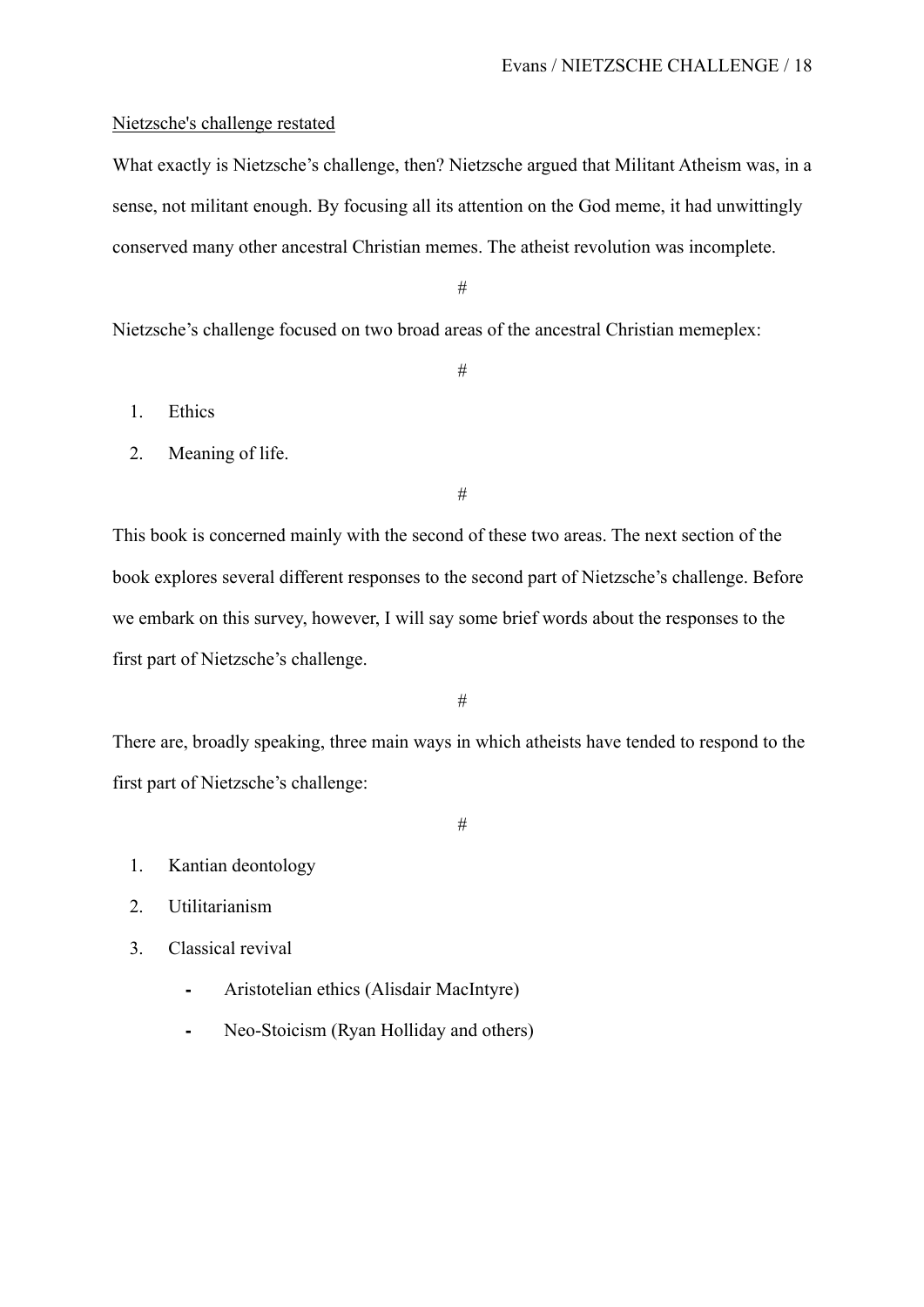Nietzsche's challenge restated

What exactly is Nietzsche's challenge, then? Nietzsche argued that Militant Atheism was, in a sense, not militant enough. By focusing all its attention on the God meme, it had unwittingly conserved many other ancestral Christian memes. The atheist revolution was incomplete.

#

Nietzsche's challenge focused on two broad areas of the ancestral Christian memeplex:

#

1. Ethics
2. Meaning of life.

#

This book is concerned mainly with the second of these two areas. The next section of the book explores several different responses to the second part of Nietzsche's challenge. Before we embark on this survey, however, I will say some brief words about the responses to the first part of Nietzsche's challenge.

#

There are, broadly speaking, three main ways in which atheists have tended to respond to the first part of Nietzsche's challenge:

#

1. Kantian deontology
2. Utilitarianism
3. Classical revival
   - Aristotelian ethics (Alisdair MacIntyre)
   - Neo-Stoicism (Ryan Holliday and others)